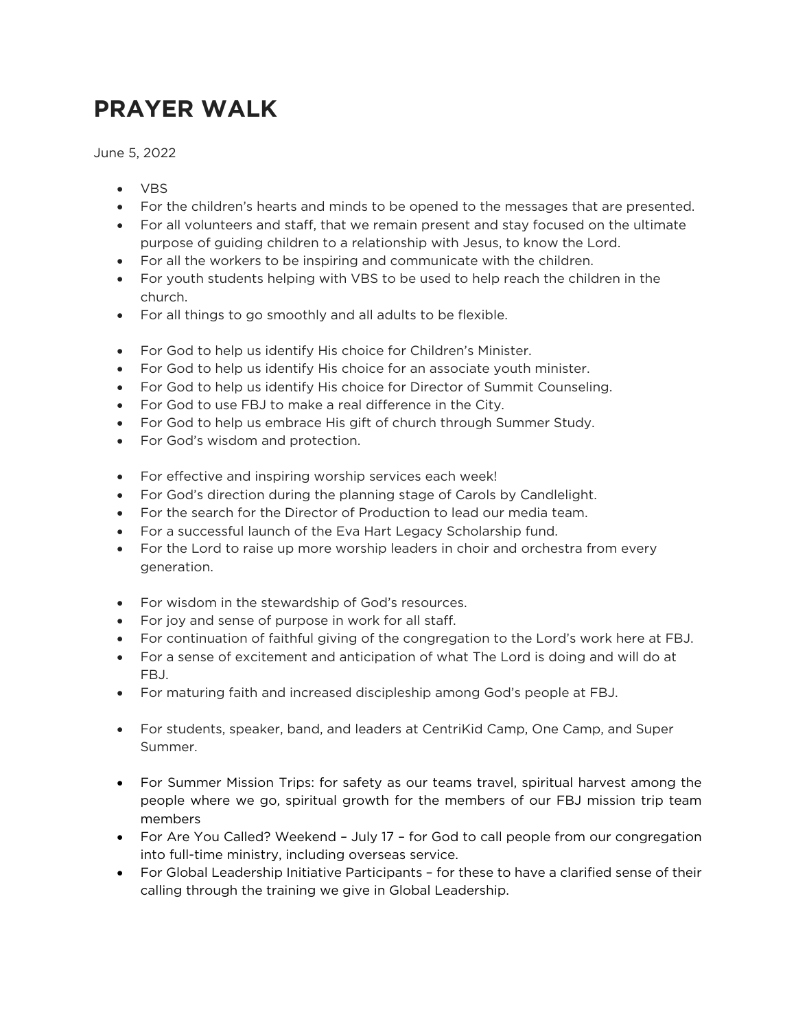# PRAYER WALK

June 5, 2022

- VBS
- For the children's hearts and minds to be opened to the messages that are presented.
- For all volunteers and staff, that we remain present and stay focused on the ultimate purpose of guiding children to a relationship with Jesus, to know the Lord.
- For all the workers to be inspiring and communicate with the children.
- For youth students helping with VBS to be used to help reach the children in the church.
- For all things to go smoothly and all adults to be flexible.

- For God to help us identify His choice for Children's Minister.
- For God to help us identify His choice for an associate youth minister.
- For God to help us identify His choice for Director of Summit Counseling.
- For God to use FBJ to make a real difference in the City.
- For God to help us embrace His gift of church through Summer Study.
- For God's wisdom and protection.

- For effective and inspiring worship services each week!
- For God's direction during the planning stage of Carols by Candlelight.
- For the search for the Director of Production to lead our media team.
- For a successful launch of the Eva Hart Legacy Scholarship fund.
- For the Lord to raise up more worship leaders in choir and orchestra from every generation.

- For wisdom in the stewardship of God's resources.
- For joy and sense of purpose in work for all staff.
- For continuation of faithful giving of the congregation to the Lord's work here at FBJ.
- For a sense of excitement and anticipation of what The Lord is doing and will do at FBJ.
- For maturing faith and increased discipleship among God's people at FBJ.

- For students, speaker, band, and leaders at CentriKid Camp, One Camp, and Super Summer.

- For Summer Mission Trips: for safety as our teams travel, spiritual harvest among the people where we go, spiritual growth for the members of our FBJ mission trip team members
- For Are You Called? Weekend – July 17 – for God to call people from our congregation into full-time ministry, including overseas service.
- For Global Leadership Initiative Participants – for these to have a clarified sense of their calling through the training we give in Global Leadership.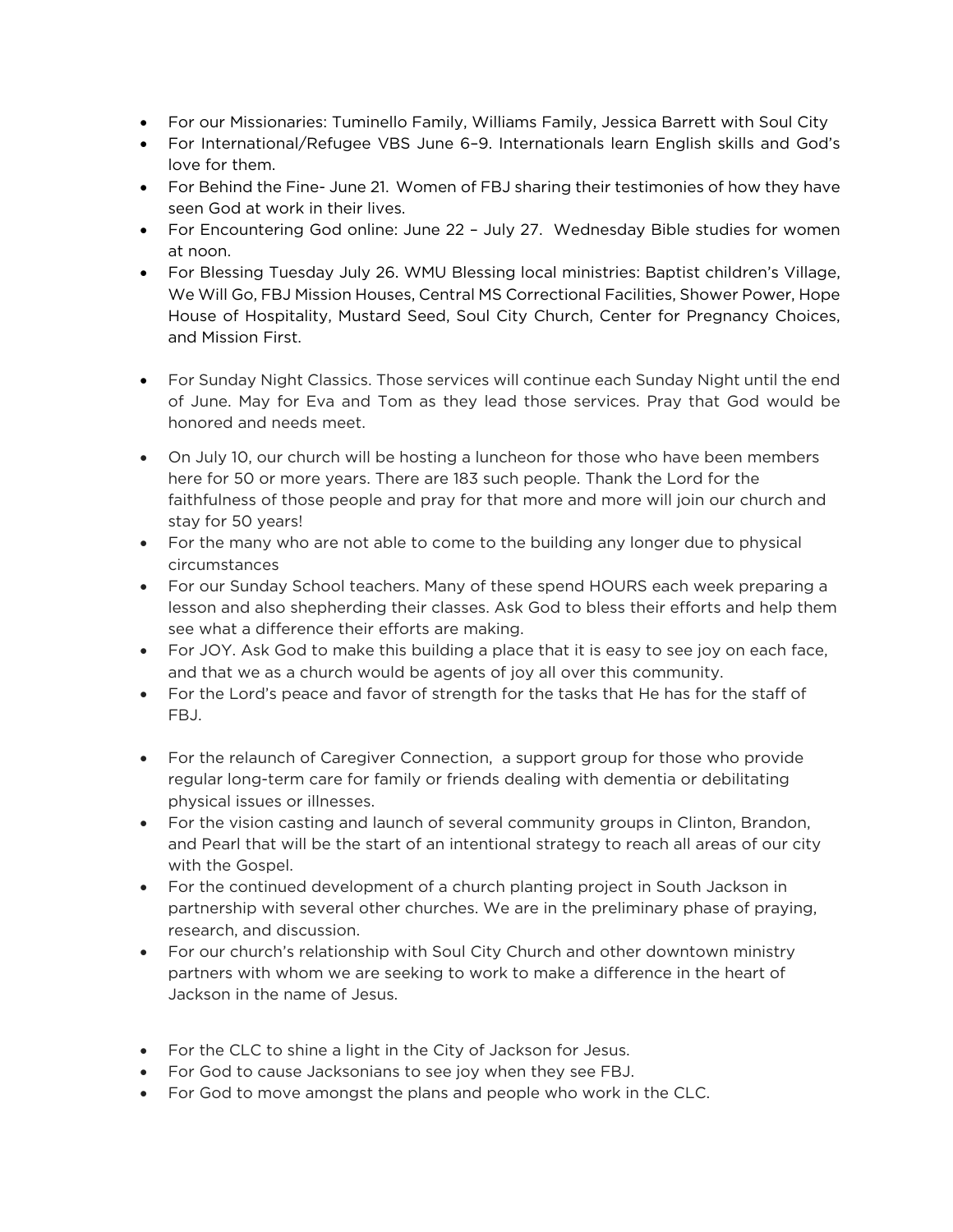- For our Missionaries: Tuminello Family, Williams Family, Jessica Barrett with Soul City
- For International/Refugee VBS June 6–9. Internationals learn English skills and God's love for them.
- For Behind the Fine- June 21. Women of FBJ sharing their testimonies of how they have seen God at work in their lives.
- For Encountering God online: June 22 – July 27. Wednesday Bible studies for women at noon.
- For Blessing Tuesday July 26. WMU Blessing local ministries: Baptist children's Village, We Will Go, FBJ Mission Houses, Central MS Correctional Facilities, Shower Power, Hope House of Hospitality, Mustard Seed, Soul City Church, Center for Pregnancy Choices, and Mission First.

- For Sunday Night Classics. Those services will continue each Sunday Night until the end of June. May for Eva and Tom as they lead those services. Pray that God would be honored and needs meet.

- On July 10, our church will be hosting a luncheon for those who have been members here for 50 or more years. There are 183 such people. Thank the Lord for the faithfulness of those people and pray for that more and more will join our church and stay for 50 years!
- For the many who are not able to come to the building any longer due to physical circumstances
- For our Sunday School teachers. Many of these spend HOURS each week preparing a lesson and also shepherding their classes. Ask God to bless their efforts and help them see what a difference their efforts are making.
- For JOY. Ask God to make this building a place that it is easy to see joy on each face, and that we as a church would be agents of joy all over this community.
- For the Lord's peace and favor of strength for the tasks that He has for the staff of FBJ.

- For the relaunch of Caregiver Connection, a support group for those who provide regular long-term care for family or friends dealing with dementia or debilitating physical issues or illnesses.
- For the vision casting and launch of several community groups in Clinton, Brandon, and Pearl that will be the start of an intentional strategy to reach all areas of our city with the Gospel.
- For the continued development of a church planting project in South Jackson in partnership with several other churches. We are in the preliminary phase of praying, research, and discussion.
- For our church's relationship with Soul City Church and other downtown ministry partners with whom we are seeking to work to make a difference in the heart of Jackson in the name of Jesus.

- For the CLC to shine a light in the City of Jackson for Jesus.
- For God to cause Jacksonians to see joy when they see FBJ.
- For God to move amongst the plans and people who work in the CLC.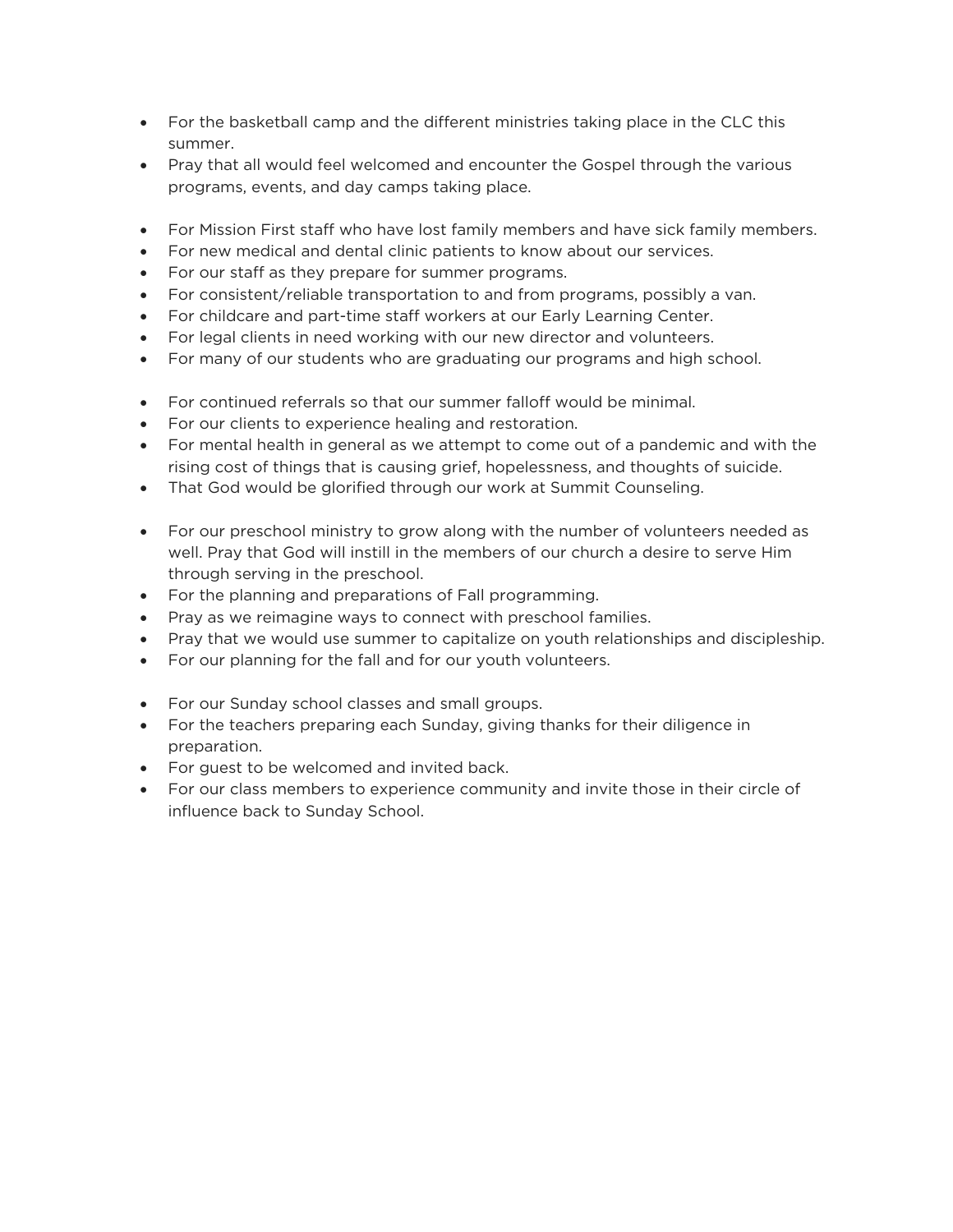- For the basketball camp and the different ministries taking place in the CLC this summer.
- Pray that all would feel welcomed and encounter the Gospel through the various programs, events, and day camps taking place.

- For Mission First staff who have lost family members and have sick family members.
- For new medical and dental clinic patients to know about our services.
- For our staff as they prepare for summer programs.
- For consistent/reliable transportation to and from programs, possibly a van.
- For childcare and part-time staff workers at our Early Learning Center.
- For legal clients in need working with our new director and volunteers.
- For many of our students who are graduating our programs and high school.

- For continued referrals so that our summer falloff would be minimal.
- For our clients to experience healing and restoration.
- For mental health in general as we attempt to come out of a pandemic and with the rising cost of things that is causing grief, hopelessness, and thoughts of suicide.
- That God would be glorified through our work at Summit Counseling.

- For our preschool ministry to grow along with the number of volunteers needed as well. Pray that God will instill in the members of our church a desire to serve Him through serving in the preschool.
- For the planning and preparations of Fall programming.
- Pray as we reimagine ways to connect with preschool families.
- Pray that we would use summer to capitalize on youth relationships and discipleship.
- For our planning for the fall and for our youth volunteers.

- For our Sunday school classes and small groups.
- For the teachers preparing each Sunday, giving thanks for their diligence in preparation.
- For guest to be welcomed and invited back.
- For our class members to experience community and invite those in their circle of influence back to Sunday School.